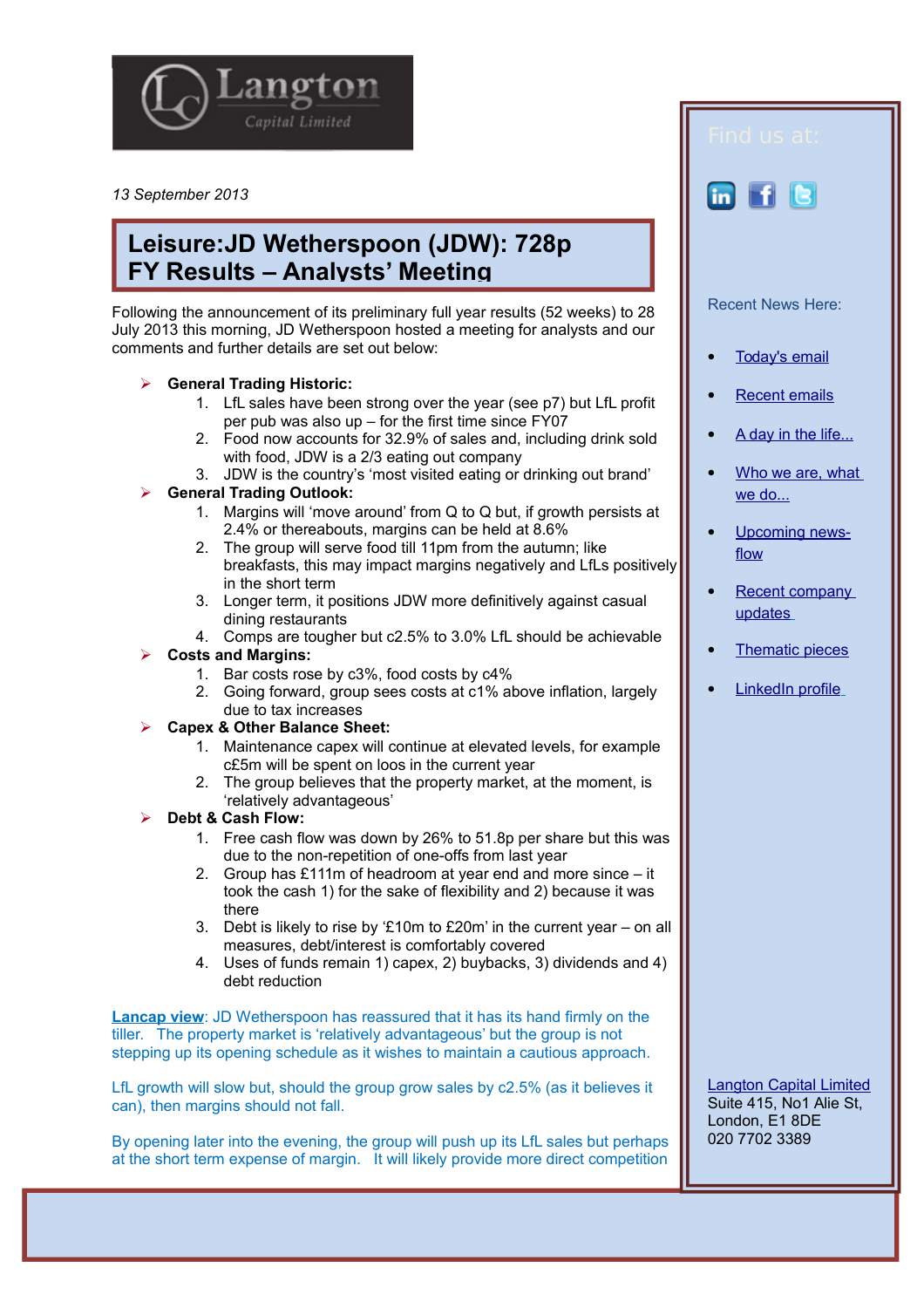Langton Capital Limited

*13 September 2013*

# Leisure:JD Wetherspoon (JDW): 728p
# FY Results – Analysts' Meeting

Following the announcement of its preliminary full year results (52 weeks) to 28 July 2013 this morning, JD Wetherspoon hosted a meeting for analysts and our comments and further details are set out below:

- **General Trading Historic:**
  1. LfL sales have been strong over the year (see p7) but LfL profit per pub was also up – for the first time since FY07
  2. Food now accounts for 32.9% of sales and, including drink sold with food, JDW is a 2/3 eating out company
  3. JDW is the country's 'most visited eating or drinking out brand'
- **General Trading Outlook:**
  1. Margins will 'move around' from Q to Q but, if growth persists at 2.4% or thereabouts, margins can be held at 8.6%
  2. The group will serve food till 11pm from the autumn; like breakfasts, this may impact margins negatively and LfLs positively in the short term
  3. Longer term, it positions JDW more definitively against casual dining restaurants
  4. Comps are tougher but c2.5% to 3.0% LfL should be achievable
- **Costs and Margins:**
  1. Bar costs rose by c3%, food costs by c4%
  2. Going forward, group sees costs at c1% above inflation, largely due to tax increases
- **Capex & Other Balance Sheet:**
  1. Maintenance capex will continue at elevated levels, for example c£5m will be spent on loos in the current year
  2. The group believes that the property market, at the moment, is 'relatively advantageous'
- **Debt & Cash Flow:**
  1. Free cash flow was down by 26% to 51.8p per share but this was due to the non-repetition of one-offs from last year
  2. Group has £111m of headroom at year end and more since – it took the cash 1) for the sake of flexibility and 2) because it was there
  3. Debt is likely to rise by '£10m to £20m' in the current year – on all measures, debt/interest is comfortably covered
  4. Uses of funds remain 1) capex, 2) buybacks, 3) dividends and 4) debt reduction

**Lancap view**: JD Wetherspoon has reassured that it has its hand firmly on the tiller. The property market is 'relatively advantageous' but the group is not stepping up its opening schedule as it wishes to maintain a cautious approach.

LfL growth will slow but, should the group grow sales by c2.5% (as it believes it can), then margins should not fall.

By opening later into the evening, the group will push up its LfL sales but perhaps at the short term expense of margin. It will likely provide more direct competition

Find us at:

Recent News Here:

- Today's email
- Recent emails
- A day in the life...
- Who we are, what we do...
- Upcoming news-flow
- Recent company updates
- Thematic pieces
- LinkedIn profile

Langton Capital Limited
Suite 415, No1 Alie St,
London, E1 8DE
020 7702 3389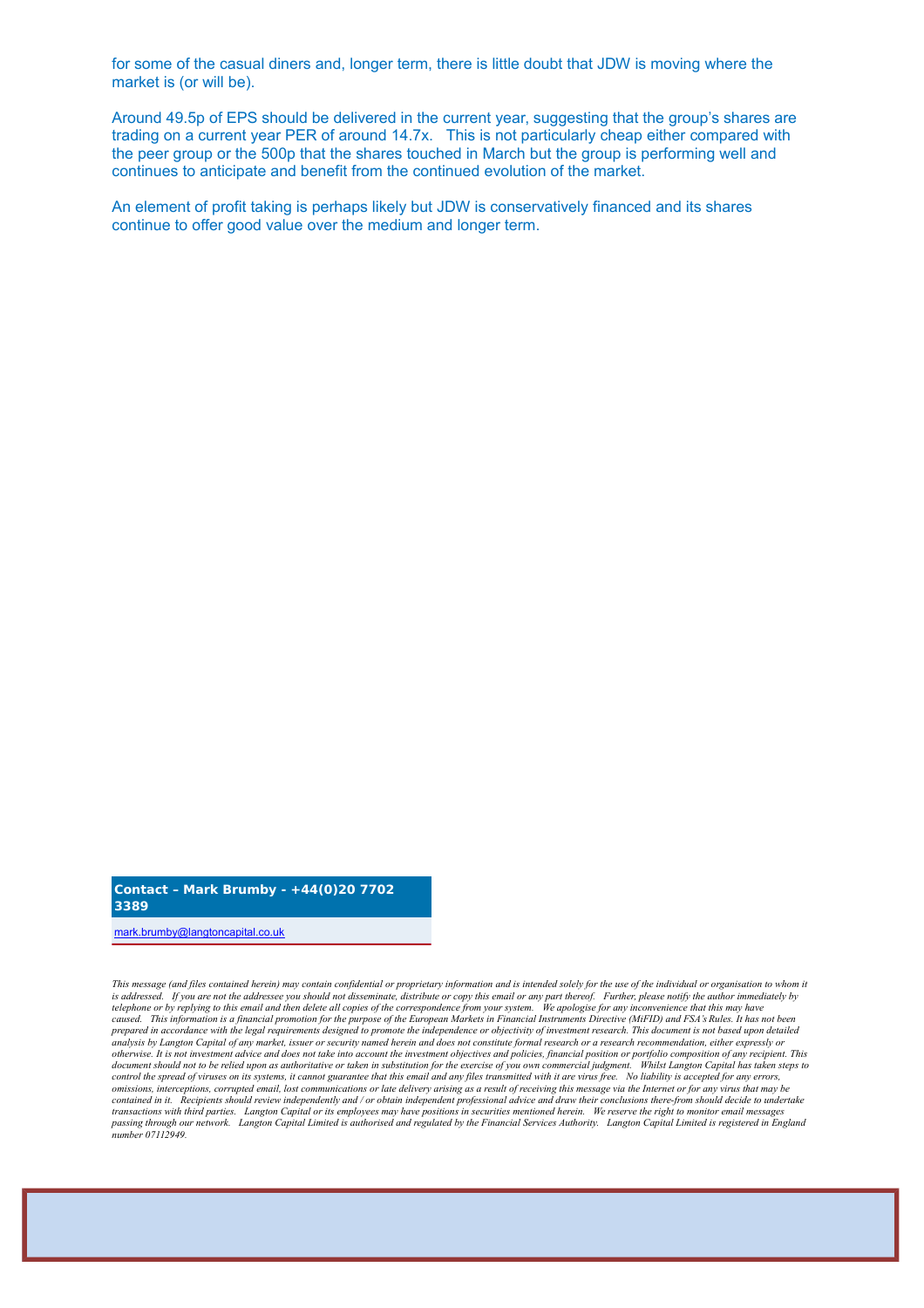for some of the casual diners and, longer term, there is little doubt that JDW is moving where the market is (or will be).

Around 49.5p of EPS should be delivered in the current year, suggesting that the group's shares are trading on a current year PER of around 14.7x. This is not particularly cheap either compared with the peer group or the 500p that the shares touched in March but the group is performing well and continues to anticipate and benefit from the continued evolution of the market.

An element of profit taking is perhaps likely but JDW is conservatively financed and its shares continue to offer good value over the medium and longer term.

**Contact – Mark Brumby - +44(0)20 7702 3389**

mark.brumby@langtoncapital.co.uk

*This message (and files contained herein) may contain confidential or proprietary information and is intended solely for the use of the individual or organisation to whom it is addressed. If you are not the addressee you should not disseminate, distribute or copy this email or any part thereof. Further, please notify the author immediately by telephone or by replying to this email and then delete all copies of the correspondence from your system. We apologise for any inconvenience that this may have caused. This information is a financial promotion for the purpose of the European Markets in Financial Instruments Directive (MiFID) and FSA's Rules. It has not been prepared in accordance with the legal requirements designed to promote the independence or objectivity of investment research. This document is not based upon detailed analysis by Langton Capital of any market, issuer or security named herein and does not constitute formal research or a research recommendation, either expressly or otherwise. It is not investment advice and does not take into account the investment objectives and policies, financial position or portfolio composition of any recipient. This document should not to be relied upon as authoritative or taken in substitution for the exercise of you own commercial judgment. Whilst Langton Capital has taken steps to control the spread of viruses on its systems, it cannot guarantee that this email and any files transmitted with it are virus free. No liability is accepted for any errors, omissions, interceptions, corrupted email, lost communications or late delivery arising as a result of receiving this message via the Internet or for any virus that may be contained in it. Recipients should review independently and / or obtain independent professional advice and draw their conclusions there-from should decide to undertake transactions with third parties. Langton Capital or its employees may have positions in securities mentioned herein. We reserve the right to monitor email messages passing through our network. Langton Capital Limited is authorised and regulated by the Financial Services Authority. Langton Capital Limited is registered in England number 07112949.*